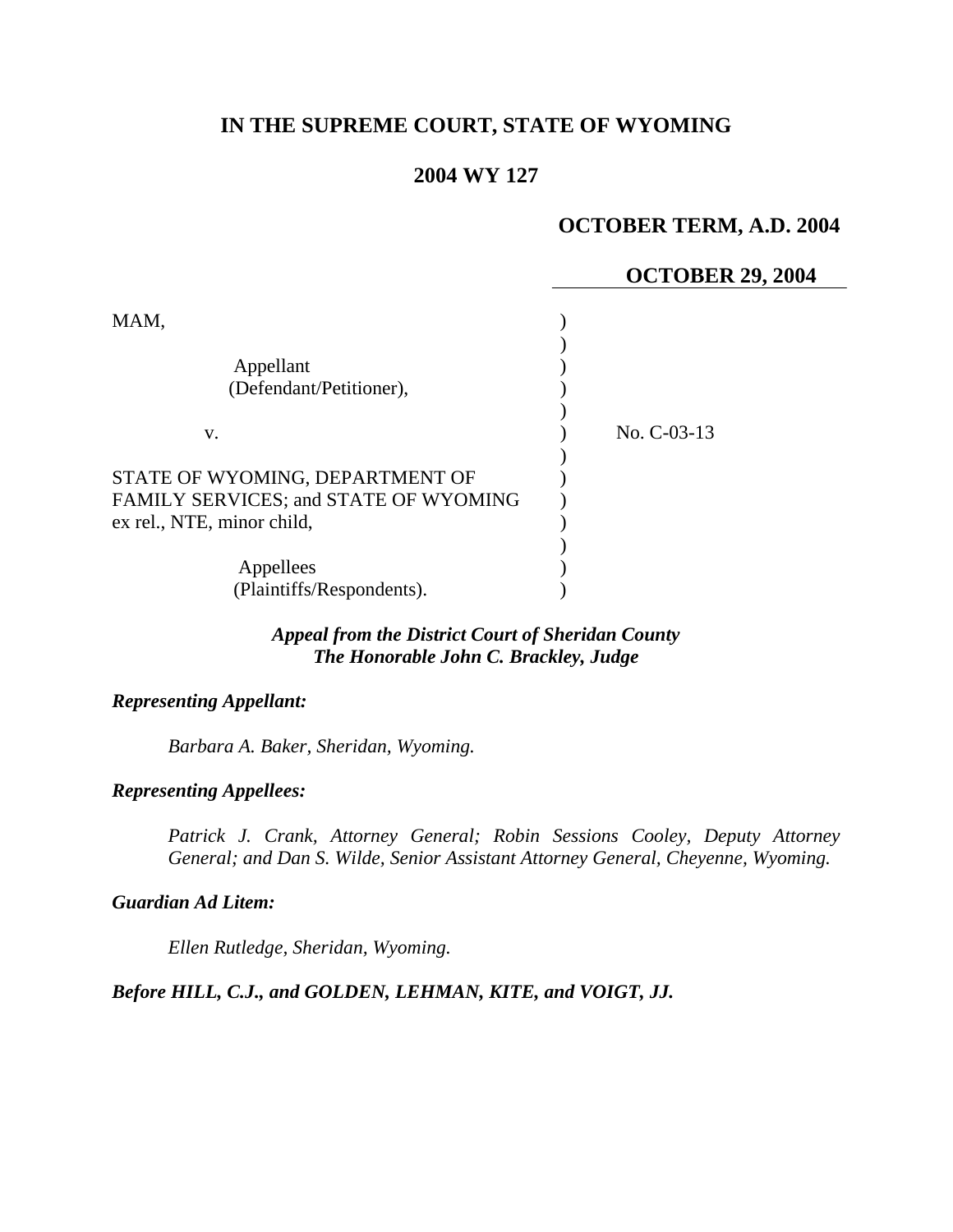# IN THE SUPREME COURT, STATE OF WYOMING

## 2004 WY 127

**OCTOBER TERM, A.D. 2004**

**OCTOBER 29, 2004**

MAM,

Appellant
(Defendant/Petitioner),

v.

No. C-03-13

STATE OF WYOMING, DEPARTMENT OF FAMILY SERVICES; and STATE OF WYOMING ex rel., NTE, minor child,

Appellees
(Plaintiffs/Respondents).

***Appeal from the District Court of Sheridan County***
***The Honorable John C. Brackley, Judge***

***Representing Appellant:***

*Barbara A. Baker, Sheridan, Wyoming.*

***Representing Appellees:***

*Patrick J. Crank, Attorney General; Robin Sessions Cooley, Deputy Attorney General; and Dan S. Wilde, Senior Assistant Attorney General, Cheyenne, Wyoming.*

***Guardian Ad Litem:***

*Ellen Rutledge, Sheridan, Wyoming.*

***Before HILL, C.J., and GOLDEN, LEHMAN, KITE, and VOIGT, JJ.***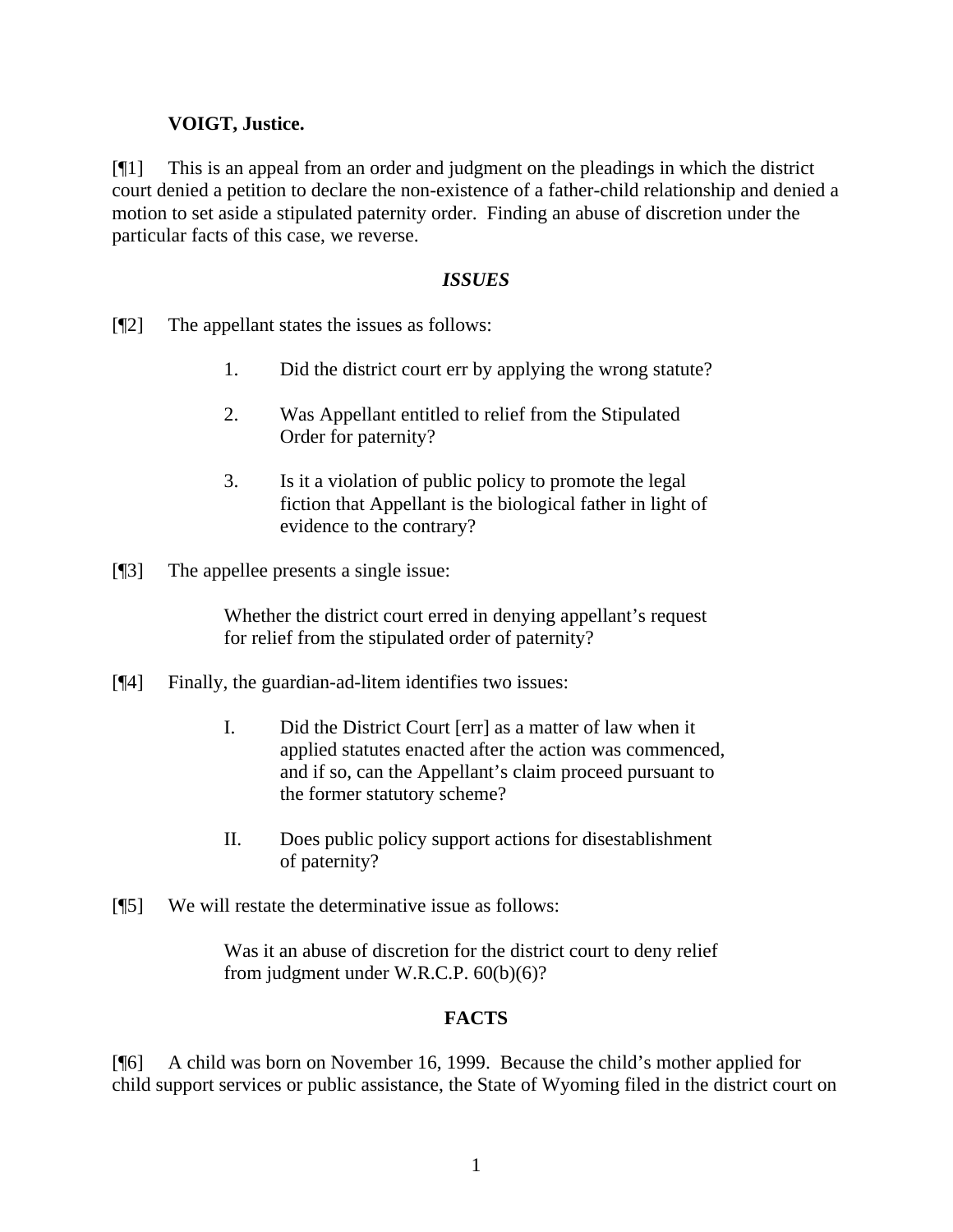**VOIGT, Justice.**

[¶1] This is an appeal from an order and judgment on the pleadings in which the district court denied a petition to declare the non-existence of a father-child relationship and denied a motion to set aside a stipulated paternity order. Finding an abuse of discretion under the particular facts of this case, we reverse.

## *ISSUES*

[¶2] The appellant states the issues as follows:

> 1. Did the district court err by applying the wrong statute?
>
> 2. Was Appellant entitled to relief from the Stipulated Order for paternity?
>
> 3. Is it a violation of public policy to promote the legal fiction that Appellant is the biological father in light of evidence to the contrary?

[¶3] The appellee presents a single issue:

> Whether the district court erred in denying appellant's request for relief from the stipulated order of paternity?

[¶4] Finally, the guardian-ad-litem identifies two issues:

> I. Did the District Court [err] as a matter of law when it applied statutes enacted after the action was commenced, and if so, can the Appellant's claim proceed pursuant to the former statutory scheme?
>
> II. Does public policy support actions for disestablishment of paternity?

[¶5] We will restate the determinative issue as follows:

> Was it an abuse of discretion for the district court to deny relief from judgment under W.R.C.P. 60(b)(6)?

## FACTS

[¶6] A child was born on November 16, 1999. Because the child's mother applied for child support services or public assistance, the State of Wyoming filed in the district court on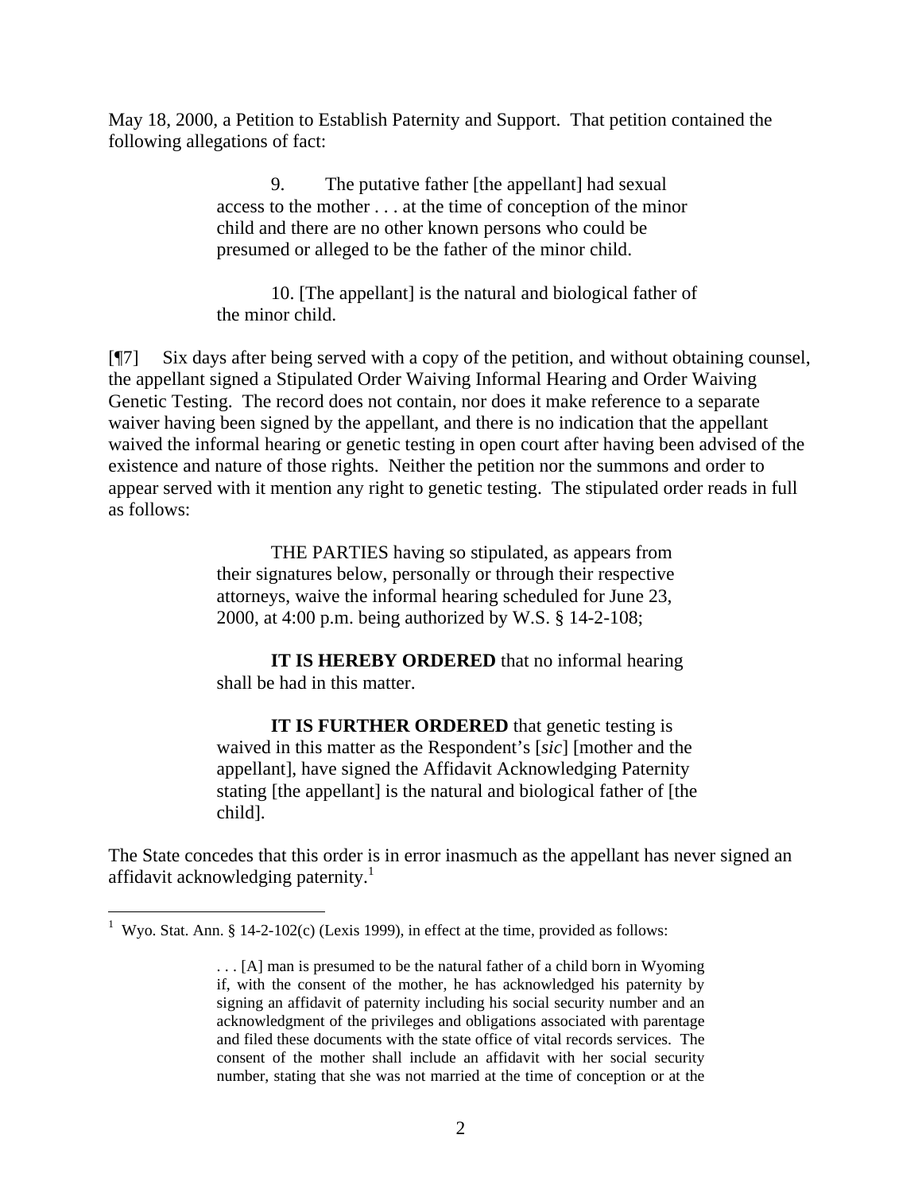May 18, 2000, a Petition to Establish Paternity and Support. That petition contained the following allegations of fact:

> 9. The putative father [the appellant] had sexual access to the mother . . . at the time of conception of the minor child and there are no other known persons who could be presumed or alleged to be the father of the minor child.
>
> 10. [The appellant] is the natural and biological father of the minor child.

[¶7] Six days after being served with a copy of the petition, and without obtaining counsel, the appellant signed a Stipulated Order Waiving Informal Hearing and Order Waiving Genetic Testing. The record does not contain, nor does it make reference to a separate waiver having been signed by the appellant, and there is no indication that the appellant waived the informal hearing or genetic testing in open court after having been advised of the existence and nature of those rights. Neither the petition nor the summons and order to appear served with it mention any right to genetic testing. The stipulated order reads in full as follows:

> THE PARTIES having so stipulated, as appears from their signatures below, personally or through their respective attorneys, waive the informal hearing scheduled for June 23, 2000, at 4:00 p.m. being authorized by W.S. § 14-2-108;
>
> **IT IS HEREBY ORDERED** that no informal hearing shall be had in this matter.
>
> **IT IS FURTHER ORDERED** that genetic testing is waived in this matter as the Respondent's [*sic*] [mother and the appellant], have signed the Affidavit Acknowledging Paternity stating [the appellant] is the natural and biological father of [the child].

The State concedes that this order is in error inasmuch as the appellant has never signed an affidavit acknowledging paternity.[1]

---

[1] Wyo. Stat. Ann. § 14-2-102(c) (Lexis 1999), in effect at the time, provided as follows:

> . . . [A] man is presumed to be the natural father of a child born in Wyoming if, with the consent of the mother, he has acknowledged his paternity by signing an affidavit of paternity including his social security number and an acknowledgment of the privileges and obligations associated with parentage and filed these documents with the state office of vital records services. The consent of the mother shall include an affidavit with her social security number, stating that she was not married at the time of conception or at the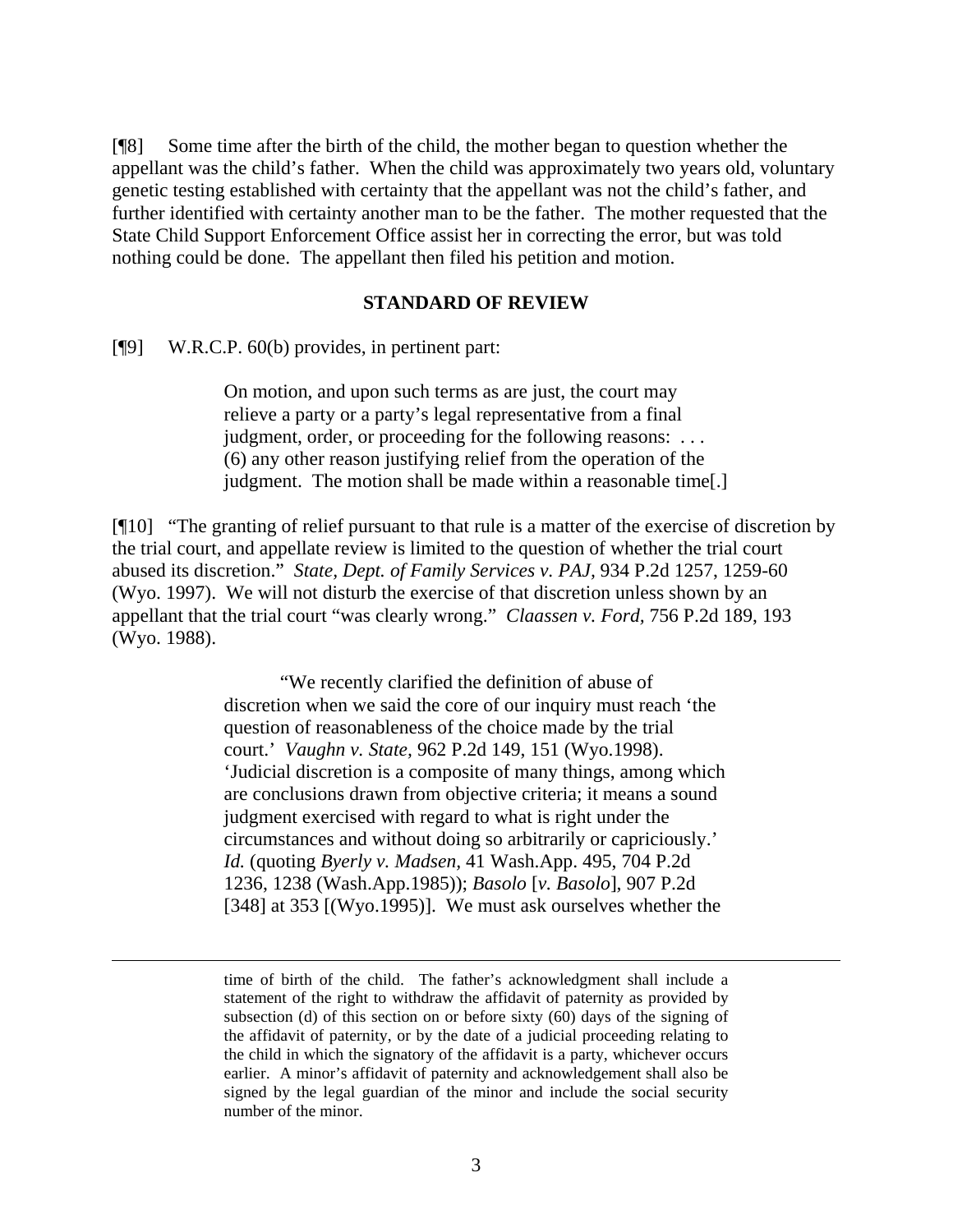[¶8] Some time after the birth of the child, the mother began to question whether the appellant was the child's father. When the child was approximately two years old, voluntary genetic testing established with certainty that the appellant was not the child's father, and further identified with certainty another man to be the father. The mother requested that the State Child Support Enforcement Office assist her in correcting the error, but was told nothing could be done. The appellant then filed his petition and motion.

**STANDARD OF REVIEW**

[¶9] W.R.C.P. 60(b) provides, in pertinent part:

> On motion, and upon such terms as are just, the court may relieve a party or a party's legal representative from a final judgment, order, or proceeding for the following reasons: . . . (6) any other reason justifying relief from the operation of the judgment. The motion shall be made within a reasonable time[.]

[¶10] "The granting of relief pursuant to that rule is a matter of the exercise of discretion by the trial court, and appellate review is limited to the question of whether the trial court abused its discretion." *State, Dept. of Family Services v. PAJ*, 934 P.2d 1257, 1259-60 (Wyo. 1997). We will not disturb the exercise of that discretion unless shown by an appellant that the trial court "was clearly wrong." *Claassen v. Ford*, 756 P.2d 189, 193 (Wyo. 1988).

> "We recently clarified the definition of abuse of discretion when we said the core of our inquiry must reach 'the question of reasonableness of the choice made by the trial court.' *Vaughn v. State*, 962 P.2d 149, 151 (Wyo.1998). 'Judicial discretion is a composite of many things, among which are conclusions drawn from objective criteria; it means a sound judgment exercised with regard to what is right under the circumstances and without doing so arbitrarily or capriciously.' *Id.* (quoting *Byerly v. Madsen*, 41 Wash.App. 495, 704 P.2d 1236, 1238 (Wash.App.1985)); *Basolo* [*v. Basolo*], 907 P.2d [348] at 353 [(Wyo.1995)]. We must ask ourselves whether the

---

time of birth of the child. The father's acknowledgment shall include a statement of the right to withdraw the affidavit of paternity as provided by subsection (d) of this section on or before sixty (60) days of the signing of the affidavit of paternity, or by the date of a judicial proceeding relating to the child in which the signatory of the affidavit is a party, whichever occurs earlier. A minor's affidavit of paternity and acknowledgement shall also be signed by the legal guardian of the minor and include the social security number of the minor.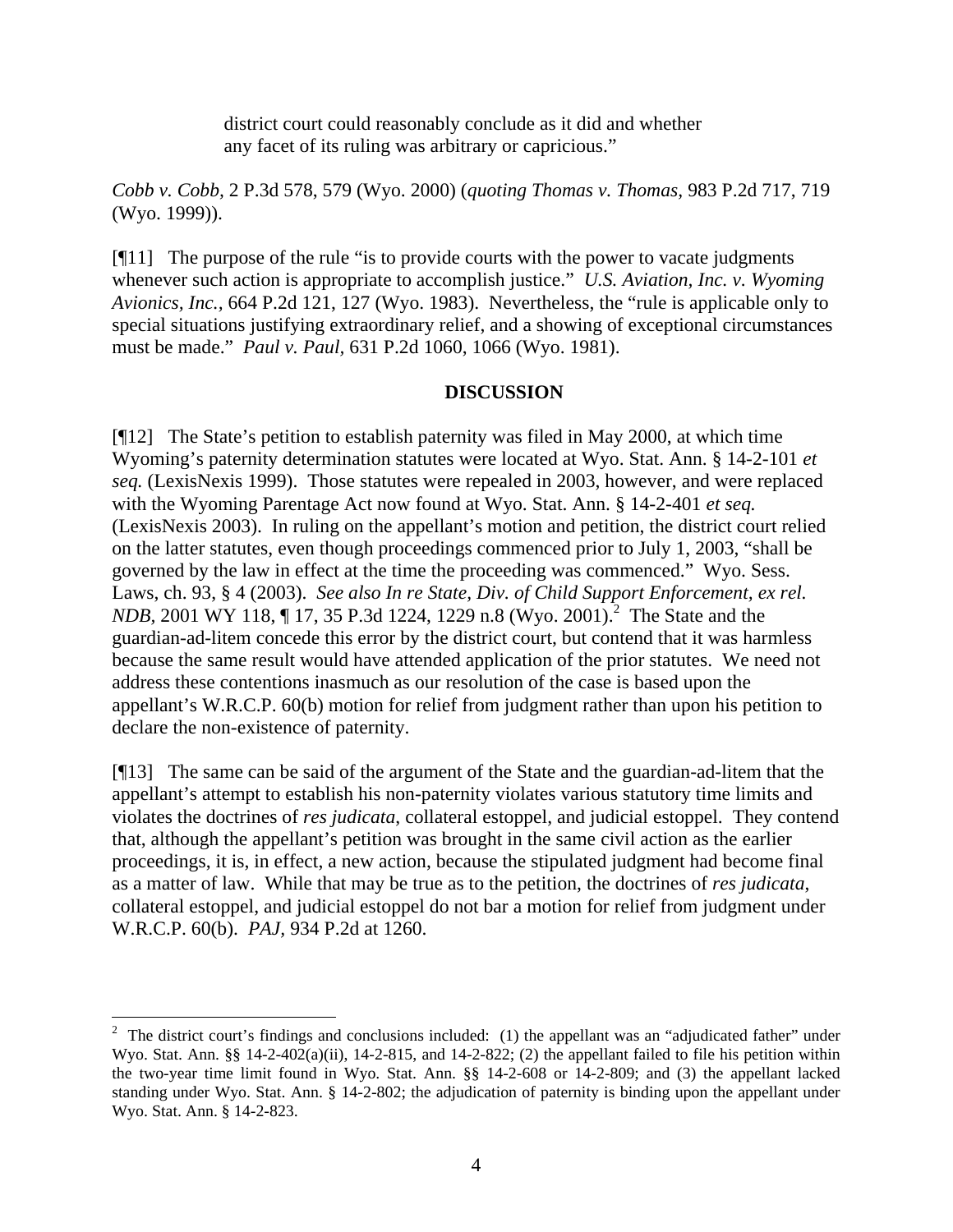> district court could reasonably conclude as it did and whether any facet of its ruling was arbitrary or capricious."

*Cobb v. Cobb,* 2 P.3d 578, 579 (Wyo. 2000) (*quoting Thomas v. Thomas,* 983 P.2d 717, 719 (Wyo. 1999)).

[¶11] The purpose of the rule "is to provide courts with the power to vacate judgments whenever such action is appropriate to accomplish justice." *U.S. Aviation, Inc. v. Wyoming Avionics, Inc.*, 664 P.2d 121, 127 (Wyo. 1983). Nevertheless, the "rule is applicable only to special situations justifying extraordinary relief, and a showing of exceptional circumstances must be made." *Paul v. Paul*, 631 P.2d 1060, 1066 (Wyo. 1981).

## DISCUSSION

[¶12] The State's petition to establish paternity was filed in May 2000, at which time Wyoming's paternity determination statutes were located at Wyo. Stat. Ann. § 14-2-101 *et seq.* (LexisNexis 1999). Those statutes were repealed in 2003, however, and were replaced with the Wyoming Parentage Act now found at Wyo. Stat. Ann. § 14-2-401 *et seq.* (LexisNexis 2003). In ruling on the appellant's motion and petition, the district court relied on the latter statutes, even though proceedings commenced prior to July 1, 2003, "shall be governed by the law in effect at the time the proceeding was commenced." Wyo. Sess. Laws, ch. 93, § 4 (2003). *See also In re State, Div. of Child Support Enforcement, ex rel. NDB*, 2001 WY 118, ¶ 17, 35 P.3d 1224, 1229 n.8 (Wyo. 2001).[2] The State and the guardian-ad-litem concede this error by the district court, but contend that it was harmless because the same result would have attended application of the prior statutes. We need not address these contentions inasmuch as our resolution of the case is based upon the appellant's W.R.C.P. 60(b) motion for relief from judgment rather than upon his petition to declare the non-existence of paternity.

[¶13] The same can be said of the argument of the State and the guardian-ad-litem that the appellant's attempt to establish his non-paternity violates various statutory time limits and violates the doctrines of *res judicata*, collateral estoppel, and judicial estoppel. They contend that, although the appellant's petition was brought in the same civil action as the earlier proceedings, it is, in effect, a new action, because the stipulated judgment had become final as a matter of law. While that may be true as to the petition, the doctrines of *res judicata*, collateral estoppel, and judicial estoppel do not bar a motion for relief from judgment under W.R.C.P. 60(b). *PAJ,* 934 P.2d at 1260.

---

[2] The district court's findings and conclusions included: (1) the appellant was an "adjudicated father" under Wyo. Stat. Ann. §§ 14-2-402(a)(ii), 14-2-815, and 14-2-822; (2) the appellant failed to file his petition within the two-year time limit found in Wyo. Stat. Ann. §§ 14-2-608 or 14-2-809; and (3) the appellant lacked standing under Wyo. Stat. Ann. § 14-2-802; the adjudication of paternity is binding upon the appellant under Wyo. Stat. Ann. § 14-2-823.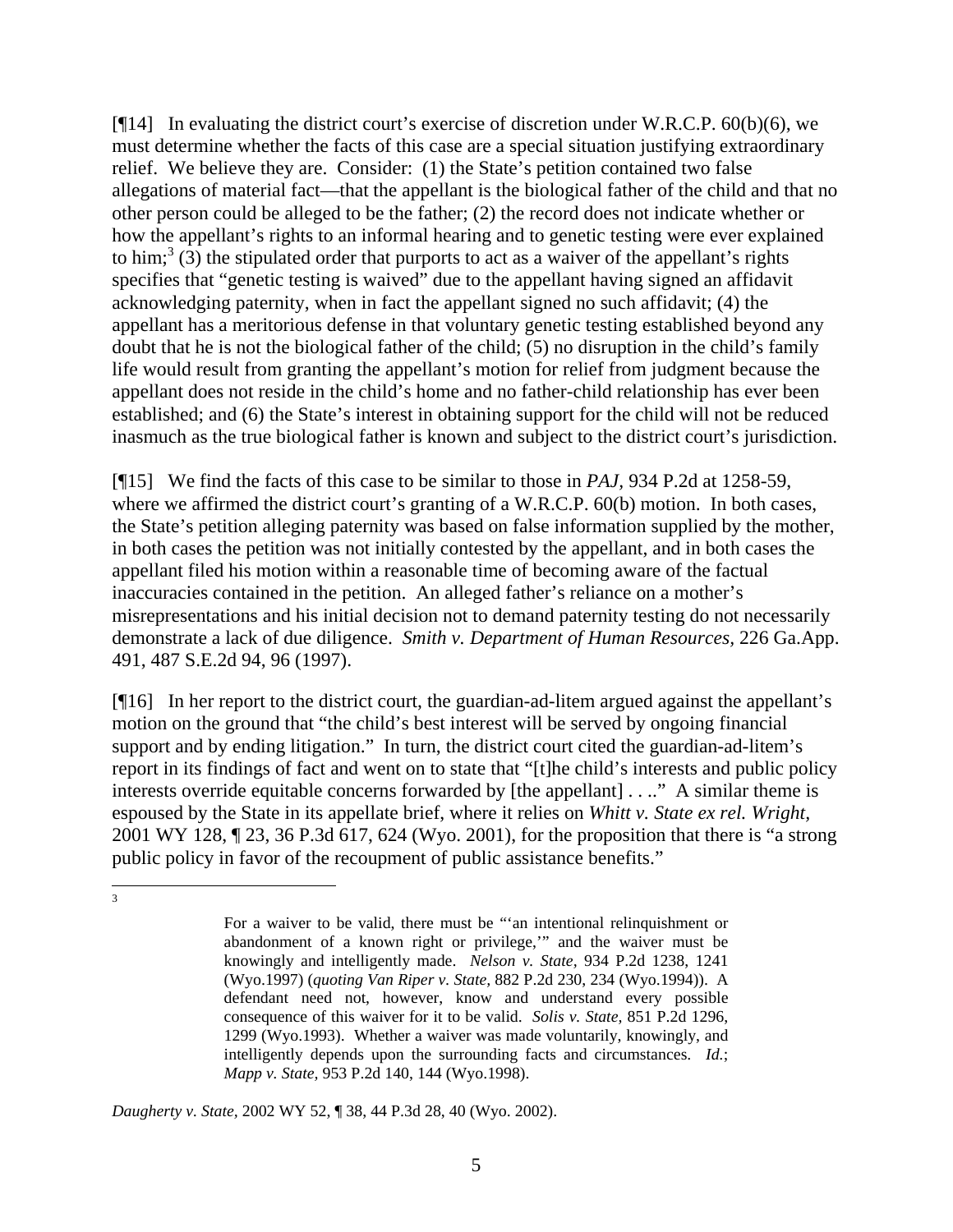[¶14] In evaluating the district court's exercise of discretion under W.R.C.P. 60(b)(6), we must determine whether the facts of this case are a special situation justifying extraordinary relief. We believe they are. Consider: (1) the State's petition contained two false allegations of material fact—that the appellant is the biological father of the child and that no other person could be alleged to be the father; (2) the record does not indicate whether or how the appellant's rights to an informal hearing and to genetic testing were ever explained to him;[3] (3) the stipulated order that purports to act as a waiver of the appellant's rights specifies that "genetic testing is waived" due to the appellant having signed an affidavit acknowledging paternity, when in fact the appellant signed no such affidavit; (4) the appellant has a meritorious defense in that voluntary genetic testing established beyond any doubt that he is not the biological father of the child; (5) no disruption in the child's family life would result from granting the appellant's motion for relief from judgment because the appellant does not reside in the child's home and no father-child relationship has ever been established; and (6) the State's interest in obtaining support for the child will not be reduced inasmuch as the true biological father is known and subject to the district court's jurisdiction.

[¶15] We find the facts of this case to be similar to those in *PAJ*, 934 P.2d at 1258-59, where we affirmed the district court's granting of a W.R.C.P. 60(b) motion. In both cases, the State's petition alleging paternity was based on false information supplied by the mother, in both cases the petition was not initially contested by the appellant, and in both cases the appellant filed his motion within a reasonable time of becoming aware of the factual inaccuracies contained in the petition. An alleged father's reliance on a mother's misrepresentations and his initial decision not to demand paternity testing do not necessarily demonstrate a lack of due diligence. *Smith v. Department of Human Resources*, 226 Ga.App. 491, 487 S.E.2d 94, 96 (1997).

[¶16] In her report to the district court, the guardian-ad-litem argued against the appellant's motion on the ground that "the child's best interest will be served by ongoing financial support and by ending litigation." In turn, the district court cited the guardian-ad-litem's report in its findings of fact and went on to state that "[t]he child's interests and public policy interests override equitable concerns forwarded by [the appellant] . . .." A similar theme is espoused by the State in its appellate brief, where it relies on *Whitt v. State ex rel. Wright*, 2001 WY 128, ¶ 23, 36 P.3d 617, 624 (Wyo. 2001), for the proposition that there is "a strong public policy in favor of the recoupment of public assistance benefits."

---

[3]

> For a waiver to be valid, there must be "'an intentional relinquishment or abandonment of a known right or privilege,'" and the waiver must be knowingly and intelligently made. *Nelson v. State*, 934 P.2d 1238, 1241 (Wyo.1997) (*quoting Van Riper v. State*, 882 P.2d 230, 234 (Wyo.1994)). A defendant need not, however, know and understand every possible consequence of this waiver for it to be valid. *Solis v. State*, 851 P.2d 1296, 1299 (Wyo.1993). Whether a waiver was made voluntarily, knowingly, and intelligently depends upon the surrounding facts and circumstances. *Id.*; *Mapp v. State*, 953 P.2d 140, 144 (Wyo.1998).

*Daugherty v. State*, 2002 WY 52, ¶ 38, 44 P.3d 28, 40 (Wyo. 2002).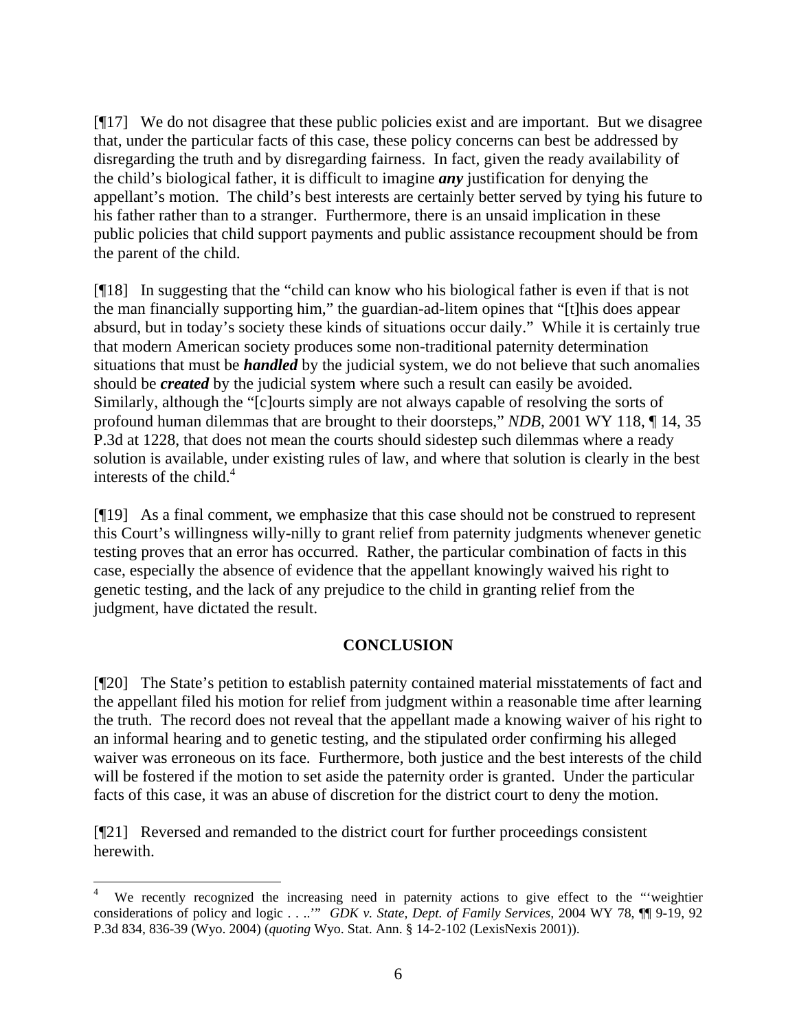[¶17] We do not disagree that these public policies exist and are important. But we disagree that, under the particular facts of this case, these policy concerns can best be addressed by disregarding the truth and by disregarding fairness. In fact, given the ready availability of the child's biological father, it is difficult to imagine ***any*** justification for denying the appellant's motion. The child's best interests are certainly better served by tying his future to his father rather than to a stranger. Furthermore, there is an unsaid implication in these public policies that child support payments and public assistance recoupment should be from the parent of the child.

[¶18] In suggesting that the "child can know who his biological father is even if that is not the man financially supporting him," the guardian-ad-litem opines that "[t]his does appear absurd, but in today's society these kinds of situations occur daily." While it is certainly true that modern American society produces some non-traditional paternity determination situations that must be ***handled*** by the judicial system, we do not believe that such anomalies should be ***created*** by the judicial system where such a result can easily be avoided. Similarly, although the "[c]ourts simply are not always capable of resolving the sorts of profound human dilemmas that are brought to their doorsteps," *NDB,* 2001 WY 118, ¶ 14, 35 P.3d at 1228, that does not mean the courts should sidestep such dilemmas where a ready solution is available, under existing rules of law, and where that solution is clearly in the best interests of the child.[4]

[¶19] As a final comment, we emphasize that this case should not be construed to represent this Court's willingness willy-nilly to grant relief from paternity judgments whenever genetic testing proves that an error has occurred. Rather, the particular combination of facts in this case, especially the absence of evidence that the appellant knowingly waived his right to genetic testing, and the lack of any prejudice to the child in granting relief from the judgment, have dictated the result.

## CONCLUSION

[¶20] The State's petition to establish paternity contained material misstatements of fact and the appellant filed his motion for relief from judgment within a reasonable time after learning the truth. The record does not reveal that the appellant made a knowing waiver of his right to an informal hearing and to genetic testing, and the stipulated order confirming his alleged waiver was erroneous on its face. Furthermore, both justice and the best interests of the child will be fostered if the motion to set aside the paternity order is granted. Under the particular facts of this case, it was an abuse of discretion for the district court to deny the motion.

[¶21] Reversed and remanded to the district court for further proceedings consistent herewith.

---

[4] We recently recognized the increasing need in paternity actions to give effect to the "'weightier considerations of policy and logic . . ..'" *GDK v. State, Dept. of Family Services,* 2004 WY 78, ¶¶ 9-19, 92 P.3d 834, 836-39 (Wyo. 2004) (*quoting* Wyo. Stat. Ann. § 14-2-102 (LexisNexis 2001)).